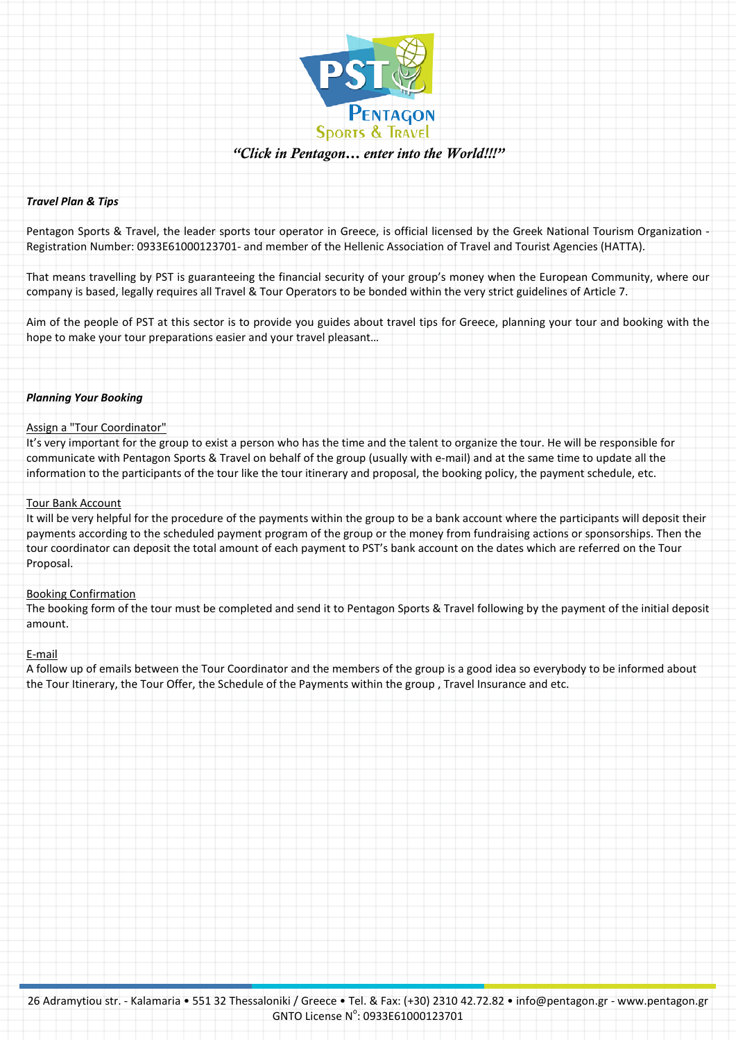*"Click in Pentagon… enter into the World!!!"*

***Travel Plan & Tips***

Pentagon Sports & Travel, the leader sports tour operator in Greece, is official licensed by the Greek National Tourism Organization - Registration Number: 0933E61000123701- and member of the Hellenic Association of Travel and Tourist Agencies (HATTA).

That means travelling by PST is guaranteeing the financial security of your group's money when the European Community, where our company is based, legally requires all Travel & Tour Operators to be bonded within the very strict guidelines of Article 7.

Aim of the people of PST at this sector is to provide you guides about travel tips for Greece, planning your tour and booking with the hope to make your tour preparations easier and your travel pleasant…

***Planning Your Booking***

Assign a "Tour Coordinator"

It's very important for the group to exist a person who has the time and the talent to organize the tour. He will be responsible for communicate with Pentagon Sports & Travel on behalf of the group (usually with e-mail) and at the same time to update all the information to the participants of the tour like the tour itinerary and proposal, the booking policy, the payment schedule, etc.

Tour Bank Account

It will be very helpful for the procedure of the payments within the group to be a bank account where the participants will deposit their payments according to the scheduled payment program of the group or the money from fundraising actions or sponsorships. Then the tour coordinator can deposit the total amount of each payment to PST's bank account on the dates which are referred on the Tour Proposal.

Booking Confirmation

The booking form of the tour must be completed and send it to Pentagon Sports & Travel following by the payment of the initial deposit amount.

E-mail

A follow up of emails between the Tour Coordinator and the members of the group is a good idea so everybody to be informed about the Tour Itinerary, the Tour Offer, the Schedule of the Payments within the group , Travel Insurance and etc.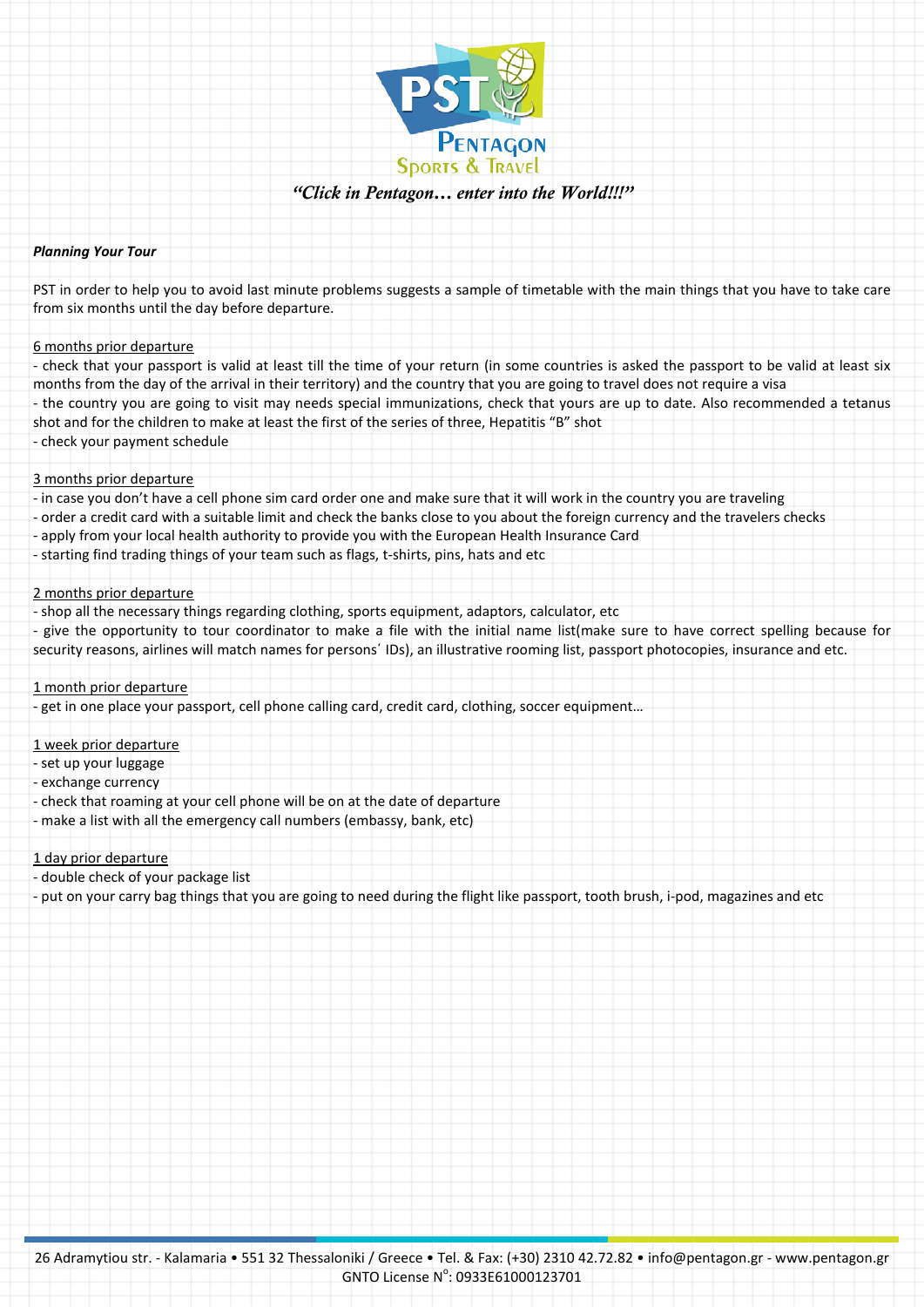“Click in Pentagon… enter into the World!!!”

***Planning Your Tour***

PST in order to help you to avoid last minute problems suggests a sample of timetable with the main things that you have to take care from six months until the day before departure.

6 months prior departure

- check that your passport is valid at least till the time of your return (in some countries is asked the passport to be valid at least six months from the day of the arrival in their territory) and the country that you are going to travel does not require a visa
- the country you are going to visit may needs special immunizations, check that yours are up to date. Also recommended a tetanus shot and for the children to make at least the first of the series of three, Hepatitis “B” shot
- check your payment schedule

3 months prior departure

- in case you don’t have a cell phone sim card order one and make sure that it will work in the country you are traveling
- order a credit card with a suitable limit and check the banks close to you about the foreign currency and the travelers checks
- apply from your local health authority to provide you with the European Health Insurance Card
- starting find trading things of your team such as flags, t-shirts, pins, hats and etc

2 months prior departure

- shop all the necessary things regarding clothing, sports equipment, adaptors, calculator, etc
- give the opportunity to tour coordinator to make a file with the initial name list(make sure to have correct spelling because for security reasons, airlines will match names for persons´ IDs), an illustrative rooming list, passport photocopies, insurance and etc.

1 month prior departure

- get in one place your passport, cell phone calling card, credit card, clothing, soccer equipment…

1 week prior departure

- set up your luggage
- exchange currency
- check that roaming at your cell phone will be on at the date of departure
- make a list with all the emergency call numbers (embassy, bank, etc)

1 day prior departure

- double check of your package list
- put on your carry bag things that you are going to need during the flight like passport, tooth brush, i-pod, magazines and etc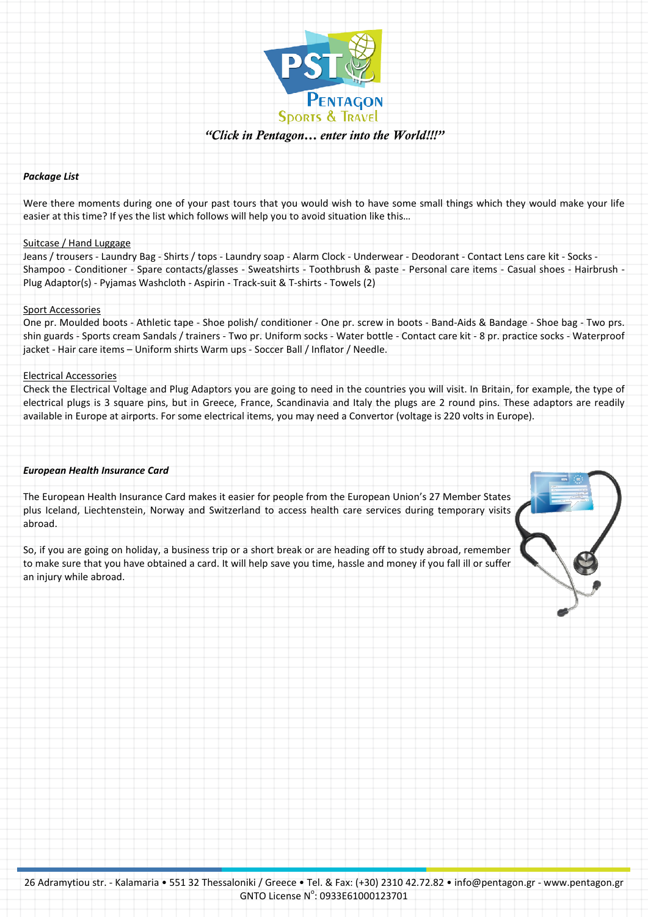“Click in Pentagon… enter into the World!!!”

***Package List***

Were there moments during one of your past tours that you would wish to have some small things which they would make your life easier at this time? If yes the list which follows will help you to avoid situation like this…

Suitcase / Hand Luggage

Jeans / trousers - Laundry Bag - Shirts / tops - Laundry soap - Alarm Clock - Underwear - Deodorant - Contact Lens care kit - Socks - Shampoo - Conditioner - Spare contacts/glasses - Sweatshirts - Toothbrush & paste - Personal care items - Casual shoes - Hairbrush - Plug Adaptor(s) - Pyjamas Washcloth - Aspirin - Track-suit & T-shirts - Towels (2)

Sport Accessories

One pr. Moulded boots - Athletic tape - Shoe polish/ conditioner - One pr. screw in boots - Band-Aids & Bandage - Shoe bag - Two prs. shin guards - Sports cream Sandals / trainers - Two pr. Uniform socks - Water bottle - Contact care kit - 8 pr. practice socks - Waterproof jacket - Hair care items – Uniform shirts Warm ups - Soccer Ball / Inflator / Needle.

Electrical Accessories

Check the Electrical Voltage and Plug Adaptors you are going to need in the countries you will visit. In Britain, for example, the type of electrical plugs is 3 square pins, but in Greece, France, Scandinavia and Italy the plugs are 2 round pins. These adaptors are readily available in Europe at airports. For some electrical items, you may need a Convertor (voltage is 220 volts in Europe).

***European Health Insurance Card***

The European Health Insurance Card makes it easier for people from the European Union’s 27 Member States plus Iceland, Liechtenstein, Norway and Switzerland to access health care services during temporary visits abroad.

So, if you are going on holiday, a business trip or a short break or are heading off to study abroad, remember to make sure that you have obtained a card. It will help save you time, hassle and money if you fall ill or suffer an injury while abroad.

26 Adramytiou str. - Kalamaria • 551 32 Thessaloniki / Greece • Tel. & Fax: (+30) 2310 42.72.82 • info@pentagon.gr - www.pentagon.gr
GNTO License N°: 0933E61000123701